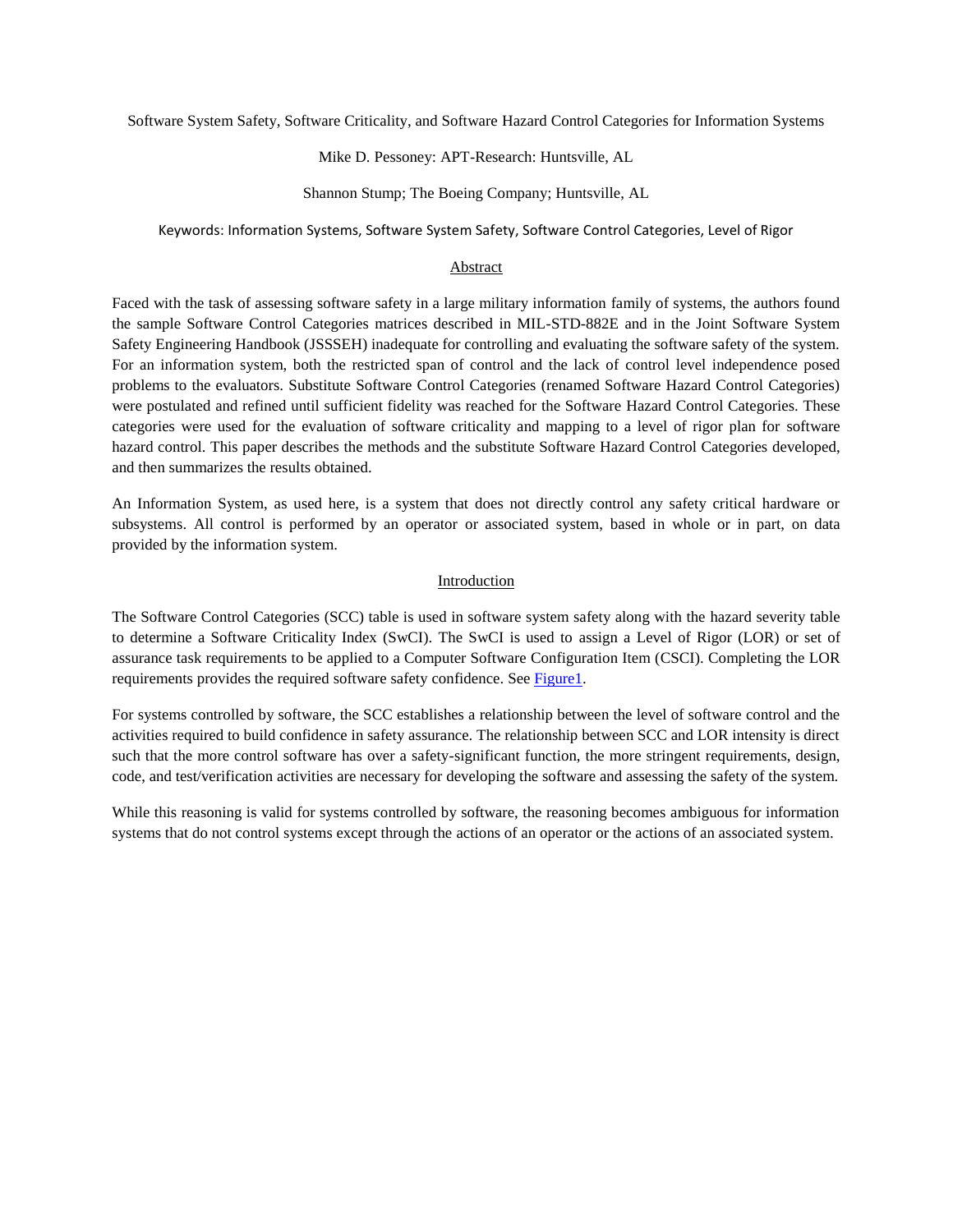# Software System Safety, Software Criticality, and Software Hazard Control Categories for Information Systems

Mike D. Pessoney: APT-Research: Huntsville, AL

Shannon Stump; The Boeing Company; Huntsville, AL

Keywords: Information Systems, Software System Safety, Software Control Categories, Level of Rigor

## Abstract

Faced with the task of assessing software safety in a large military information family of systems, the authors found the sample Software Control Categories matrices described in MIL-STD-882E and in the Joint Software System Safety Engineering Handbook (JSSSEH) inadequate for controlling and evaluating the software safety of the system. For an information system, both the restricted span of control and the lack of control level independence posed problems to the evaluators. Substitute Software Control Categories (renamed Software Hazard Control Categories) were postulated and refined until sufficient fidelity was reached for the Software Hazard Control Categories. These categories were used for the evaluation of software criticality and mapping to a level of rigor plan for software hazard control. This paper describes the methods and the substitute Software Hazard Control Categories developed, and then summarizes the results obtained.

An Information System, as used here, is a system that does not directly control any safety critical hardware or subsystems. All control is performed by an operator or associated system, based in whole or in part, on data provided by the information system.

## Introduction

The Software Control Categories (SCC) table is used in software system safety along with the hazard severity table to determine a Software Criticality Index (SwCI). The SwCI is used to assign a Level of Rigor (LOR) or set of assurance task requirements to be applied to a Computer Software Configuration Item (CSCI). Completing the LOR requirements provides the required software safety confidence. See Figure1.

For systems controlled by software, the SCC establishes a relationship between the level of software control and the activities required to build confidence in safety assurance. The relationship between SCC and LOR intensity is direct such that the more control software has over a safety-significant function, the more stringent requirements, design, code, and test/verification activities are necessary for developing the software and assessing the safety of the system.

While this reasoning is valid for systems controlled by software, the reasoning becomes ambiguous for information systems that do not control systems except through the actions of an operator or the actions of an associated system.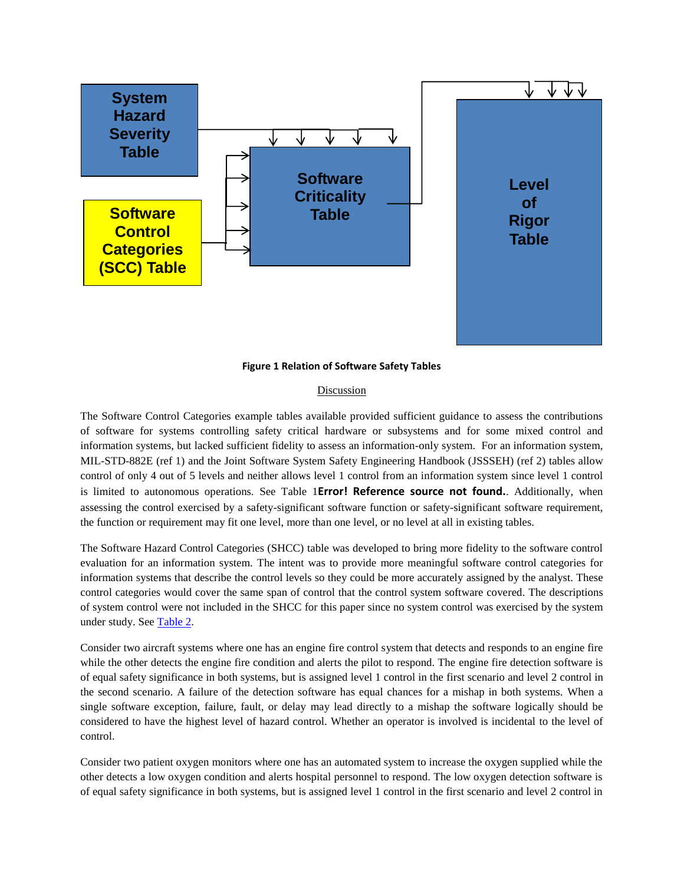System Hazard Severity Table

Software Control Categories (SCC) Table

Software Criticality Table

Level of Rigor Table

**Figure 1 Relation of Software Safety Tables**

Discussion

The Software Control Categories example tables available provided sufficient guidance to assess the contributions of software for systems controlling safety critical hardware or subsystems and for some mixed control and information systems, but lacked sufficient fidelity to assess an information-only system. For an information system, MIL-STD-882E (ref 1) and the Joint Software System Safety Engineering Handbook (JSSSEH) (ref 2) tables allow control of only 4 out of 5 levels and neither allows level 1 control from an information system since level 1 control is limited to autonomous operations. See Table 1**Error! Reference source not found.**. Additionally, when assessing the control exercised by a safety-significant software function or safety-significant software requirement, the function or requirement may fit one level, more than one level, or no level at all in existing tables.

The Software Hazard Control Categories (SHCC) table was developed to bring more fidelity to the software control evaluation for an information system. The intent was to provide more meaningful software control categories for information systems that describe the control levels so they could be more accurately assigned by the analyst. These control categories would cover the same span of control that the control system software covered. The descriptions of system control were not included in the SHCC for this paper since no system control was exercised by the system under study. See Table 2.

Consider two aircraft systems where one has an engine fire control system that detects and responds to an engine fire while the other detects the engine fire condition and alerts the pilot to respond. The engine fire detection software is of equal safety significance in both systems, but is assigned level 1 control in the first scenario and level 2 control in the second scenario. A failure of the detection software has equal chances for a mishap in both systems. When a single software exception, failure, fault, or delay may lead directly to a mishap the software logically should be considered to have the highest level of hazard control. Whether an operator is involved is incidental to the level of control.

Consider two patient oxygen monitors where one has an automated system to increase the oxygen supplied while the other detects a low oxygen condition and alerts hospital personnel to respond. The low oxygen detection software is of equal safety significance in both systems, but is assigned level 1 control in the first scenario and level 2 control in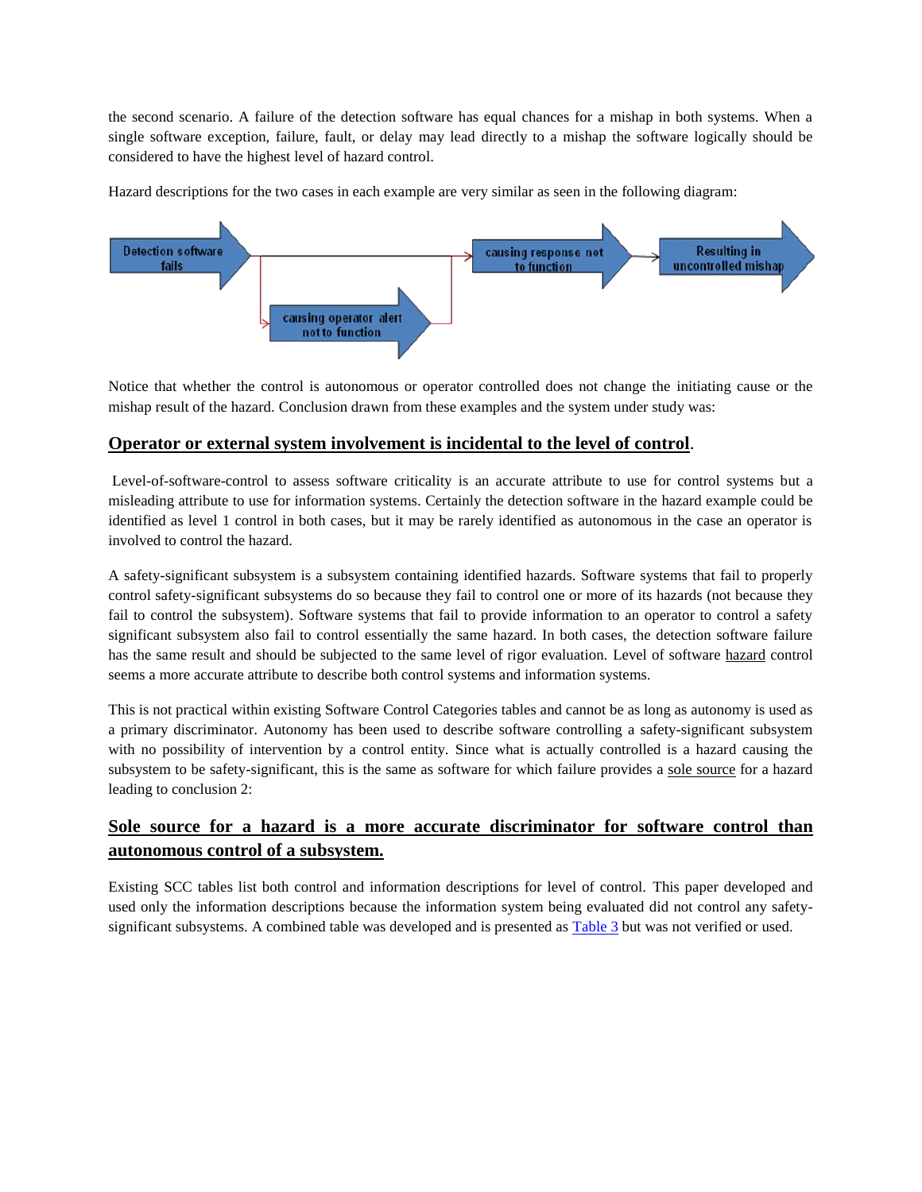the second scenario. A failure of the detection software has equal chances for a mishap in both systems. When a single software exception, failure, fault, or delay may lead directly to a mishap the software logically should be considered to have the highest level of hazard control.

Hazard descriptions for the two cases in each example are very similar as seen in the following diagram:

Detection software fails → causing response not to function → Resulting in uncontrolled mishap

Detection software fails → causing operator alert not to function → causing response not to function

Notice that whether the control is autonomous or operator controlled does not change the initiating cause or the mishap result of the hazard. Conclusion drawn from these examples and the system under study was:

### **<u>Operator or external system involvement is incidental to the level of control</u>**.

Level-of-software-control to assess software criticality is an accurate attribute to use for control systems but a misleading attribute to use for information systems. Certainly the detection software in the hazard example could be identified as level 1 control in both cases, but it may be rarely identified as autonomous in the case an operator is involved to control the hazard.

A safety-significant subsystem is a subsystem containing identified hazards. Software systems that fail to properly control safety-significant subsystems do so because they fail to control one or more of its hazards (not because they fail to control the subsystem). Software systems that fail to provide information to an operator to control a safety significant subsystem also fail to control essentially the same hazard. In both cases, the detection software failure has the same result and should be subjected to the same level of rigor evaluation. Level of software <u>hazard</u> control seems a more accurate attribute to describe both control systems and information systems.

This is not practical within existing Software Control Categories tables and cannot be as long as autonomy is used as a primary discriminator. Autonomy has been used to describe software controlling a safety-significant subsystem with no possibility of intervention by a control entity. Since what is actually controlled is a hazard causing the subsystem to be safety-significant, this is the same as software for which failure provides a <u>sole source</u> for a hazard leading to conclusion 2:

### **<u>Sole source for a hazard is a more accurate discriminator for software control than autonomous control of a subsystem.</u>**

Existing SCC tables list both control and information descriptions for level of control. This paper developed and used only the information descriptions because the information system being evaluated did not control any safety-significant subsystems. A combined table was developed and is presented as <u>Table 3</u> but was not verified or used.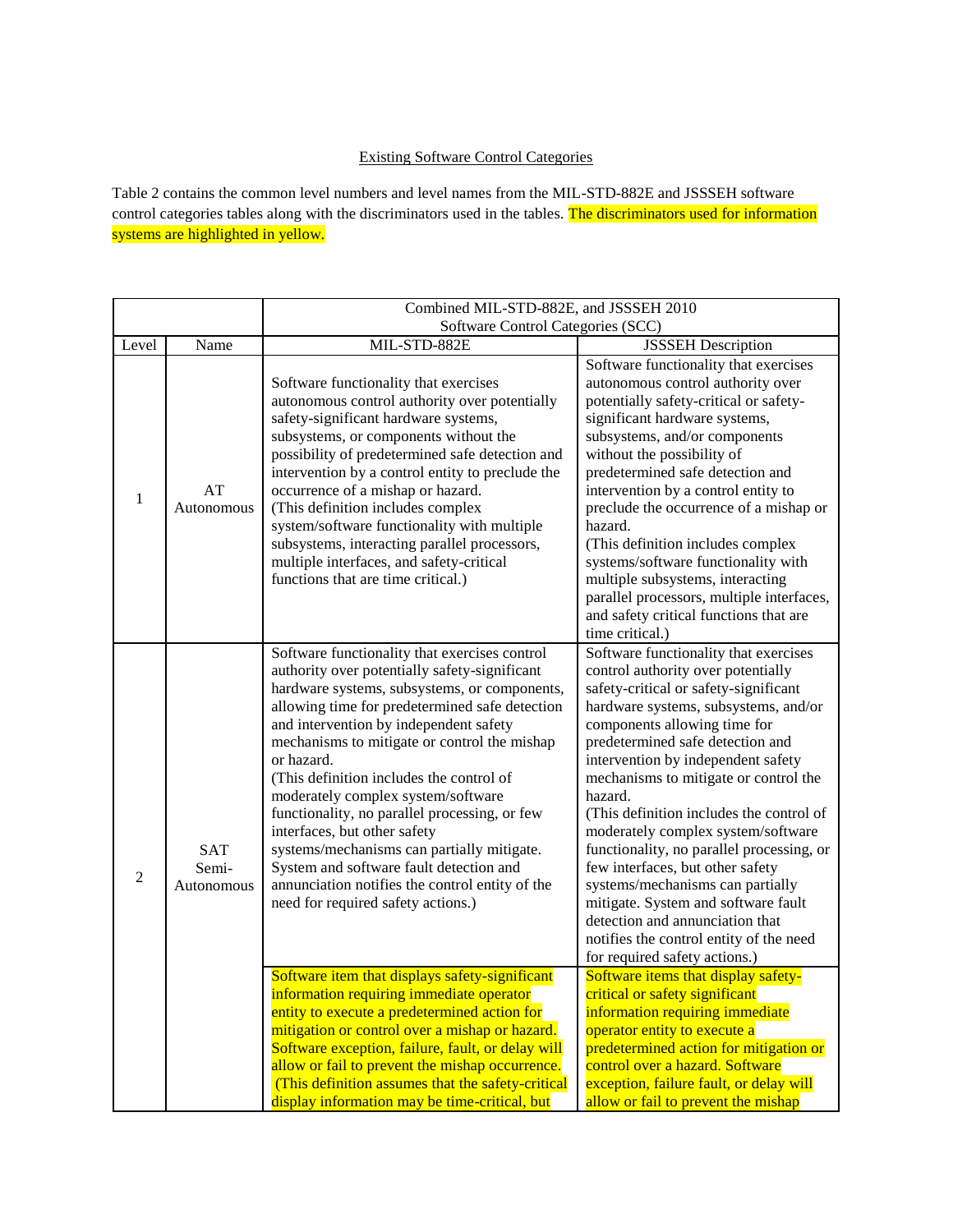Existing Software Control Categories

Table 2 contains the common level numbers and level names from the MIL-STD-882E and JSSSEH software control categories tables along with the discriminators used in the tables. The discriminators used for information systems are highlighted in yellow.

| | | Combined MIL-STD-882E, and JSSSEH 2010 Software Control Categories (SCC) | |
|---|---|---|---|
| Level | Name | MIL-STD-882E | JSSSEH Description |
| 1 | AT Autonomous | Software functionality that exercises autonomous control authority over potentially safety-significant hardware systems, subsystems, or components without the possibility of predetermined safe detection and intervention by a control entity to preclude the occurrence of a mishap or hazard. (This definition includes complex system/software functionality with multiple subsystems, interacting parallel processors, multiple interfaces, and safety-critical functions that are time critical.) | Software functionality that exercises autonomous control authority over potentially safety-critical or safety-significant hardware systems, subsystems, and/or components without the possibility of predetermined safe detection and intervention by a control entity to preclude the occurrence of a mishap or hazard. (This definition includes complex systems/software functionality with multiple subsystems, interacting parallel processors, multiple interfaces, and safety critical functions that are time critical.) |
| 2 | SAT Semi-Autonomous | Software functionality that exercises control authority over potentially safety-significant hardware systems, subsystems, or components, allowing time for predetermined safe detection and intervention by independent safety mechanisms to mitigate or control the mishap or hazard. (This definition includes the control of moderately complex system/software functionality, no parallel processing, or few interfaces, but other safety systems/mechanisms can partially mitigate. System and software fault detection and annunciation notifies the control entity of the need for required safety actions.) | Software functionality that exercises control authority over potentially safety-critical or safety-significant hardware systems, subsystems, and/or components allowing time for predetermined safe detection and intervention by independent safety mechanisms to mitigate or control the hazard. (This definition includes the control of moderately complex system/software functionality, no parallel processing, or few interfaces, but other safety systems/mechanisms can partially mitigate. System and software fault detection and annunciation that notifies the control entity of the need for required safety actions.) |
| | | Software item that displays safety-significant information requiring immediate operator entity to execute a predetermined action for mitigation or control over a mishap or hazard. Software exception, failure, fault, or delay will allow or fail to prevent the mishap occurrence. (This definition assumes that the safety-critical display information may be time-critical, but | Software items that display safety-critical or safety significant information requiring immediate operator entity to execute a predetermined action for mitigation or control over a hazard. Software exception, failure fault, or delay will allow or fail to prevent the mishap |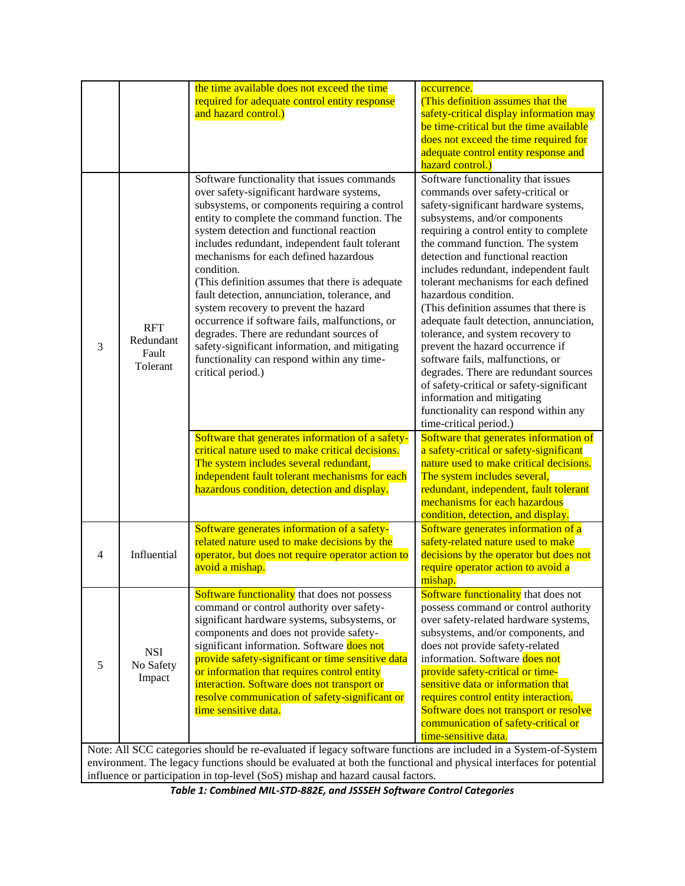| | | | |
|---|---|---|---|
| | | the time available does not exceed the time required for adequate control entity response and hazard control.) | occurrence. (This definition assumes that the safety-critical display information may be time-critical but the time available does not exceed the time required for adequate control entity response and hazard control.) |
| 3 | RFT Redundant Fault Tolerant | Software functionality that issues commands over safety-significant hardware systems, subsystems, or components requiring a control entity to complete the command function. The system detection and functional reaction includes redundant, independent fault tolerant mechanisms for each defined hazardous condition. (This definition assumes that there is adequate fault detection, annunciation, tolerance, and system recovery to prevent the hazard occurrence if software fails, malfunctions, or degrades. There are redundant sources of safety-significant information, and mitigating functionality can respond within any time-critical period.) | Software functionality that issues commands over safety-critical or safety-significant hardware systems, subsystems, and/or components requiring a control entity to complete the command function. The system detection and functional reaction includes redundant, independent fault tolerant mechanisms for each defined hazardous condition. (This definition assumes that there is adequate fault detection, annunciation, tolerance, and system recovery to prevent the hazard occurrence if software fails, malfunctions, or degrades. There are redundant sources of safety-critical or safety-significant information and mitigating functionality can respond within any time-critical period.) |
| | | Software that generates information of a safety-critical nature used to make critical decisions. The system includes several redundant, independent fault tolerant mechanisms for each hazardous condition, detection and display. | Software that generates information of a safety-critical or safety-significant nature used to make critical decisions. The system includes several, redundant, independent, fault tolerant mechanisms for each hazardous condition, detection, and display. |
| 4 | Influential | Software generates information of a safety-related nature used to make decisions by the operator, but does not require operator action to avoid a mishap. | Software generates information of a safety-related nature used to make decisions by the operator but does not require operator action to avoid a mishap. |
| 5 | NSI No Safety Impact | Software functionality that does not possess command or control authority over safety-significant hardware systems, subsystems, or components and does not provide safety-significant information. Software does not provide safety-significant or time sensitive data or information that requires control entity interaction. Software does not transport or resolve communication of safety-significant or time sensitive data. | Software functionality that does not possess command or control authority over safety-related hardware systems, subsystems, and/or components, and does not provide safety-related information. Software does not provide safety-critical or time-sensitive data or information that requires control entity interaction. Software does not transport or resolve communication of safety-critical or time-sensitive data. |
| Note: All SCC categories should be re-evaluated if legacy software functions are included in a System-of-System environment. The legacy functions should be evaluated at both the functional and physical interfaces for potential influence or participation in top-level (SoS) mishap and hazard causal factors. | | | |

***Table 1: Combined MIL-STD-882E, and JSSSEH Software Control Categories***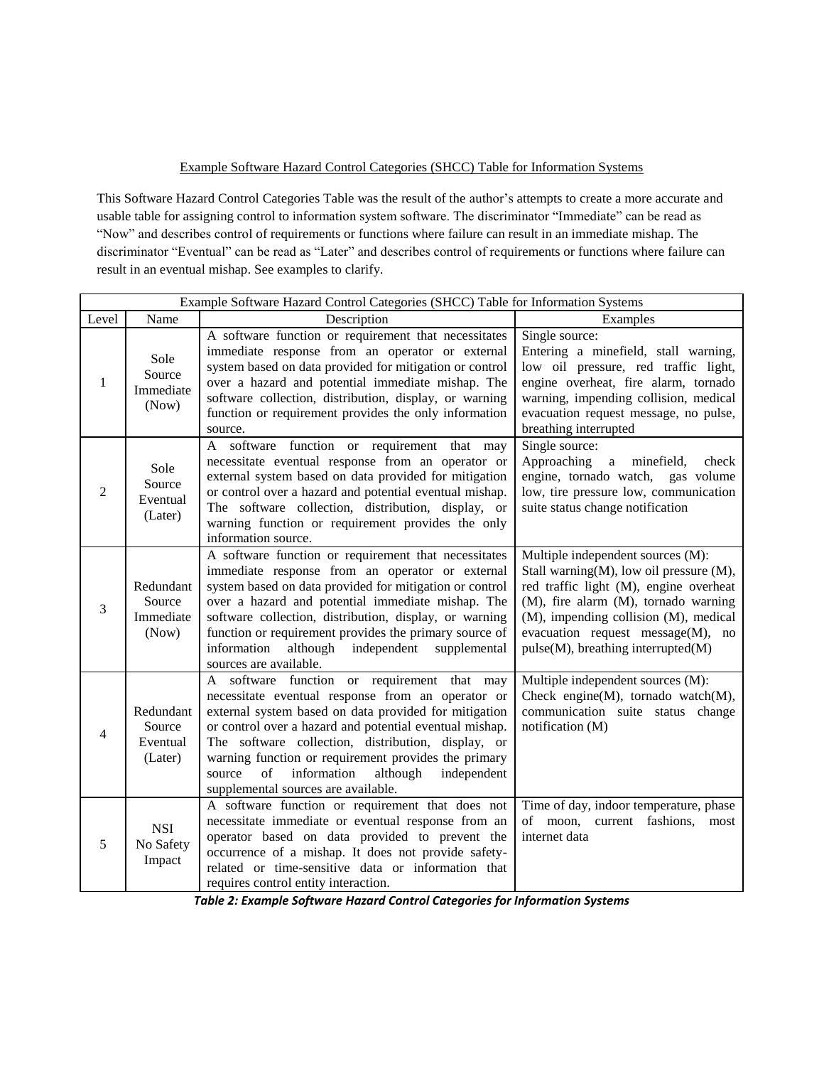<u>Example Software Hazard Control Categories (SHCC) Table for Information Systems</u>

This Software Hazard Control Categories Table was the result of the author's attempts to create a more accurate and usable table for assigning control to information system software. The discriminator "Immediate" can be read as "Now" and describes control of requirements or functions where failure can result in an immediate mishap. The discriminator "Eventual" can be read as "Later" and describes control of requirements or functions where failure can result in an eventual mishap. See examples to clarify.

| Example Software Hazard Control Categories (SHCC) Table for Information Systems | | | |
|---|---|---|---|
| Level | Name | Description | Examples |
| 1 | Sole Source Immediate (Now) | A software function or requirement that necessitates immediate response from an operator or external system based on data provided for mitigation or control over a hazard and potential immediate mishap. The software collection, distribution, display, or warning function or requirement provides the only information source. | Single source: Entering a minefield, stall warning, low oil pressure, red traffic light, engine overheat, fire alarm, tornado warning, impending collision, medical evacuation request message, no pulse, breathing interrupted |
| 2 | Sole Source Eventual (Later) | A software function or requirement that may necessitate eventual response from an operator or external system based on data provided for mitigation or control over a hazard and potential eventual mishap. The software collection, distribution, display, or warning function or requirement provides the only information source. | Single source: Approaching a minefield, check engine, tornado watch, gas volume low, tire pressure low, communication suite status change notification |
| 3 | Redundant Source Immediate (Now) | A software function or requirement that necessitates immediate response from an operator or external system based on data provided for mitigation or control over a hazard and potential immediate mishap. The software collection, distribution, display, or warning function or requirement provides the primary source of information although independent supplemental sources are available. | Multiple independent sources (M): Stall warning(M), low oil pressure (M), red traffic light (M), engine overheat (M), fire alarm (M), tornado warning (M), impending collision (M), medical evacuation request message(M), no pulse(M), breathing interrupted(M) |
| 4 | Redundant Source Eventual (Later) | A software function or requirement that may necessitate eventual response from an operator or external system based on data provided for mitigation or control over a hazard and potential eventual mishap. The software collection, distribution, display, or warning function or requirement provides the primary source of information although independent supplemental sources are available. | Multiple independent sources (M): Check engine(M), tornado watch(M), communication suite status change notification (M) |
| 5 | NSI No Safety Impact | A software function or requirement that does not necessitate immediate or eventual response from an operator based on data provided to prevent the occurrence of a mishap. It does not provide safety-related or time-sensitive data or information that requires control entity interaction. | Time of day, indoor temperature, phase of moon, current fashions, most internet data |

***Table 2: Example Software Hazard Control Categories for Information Systems***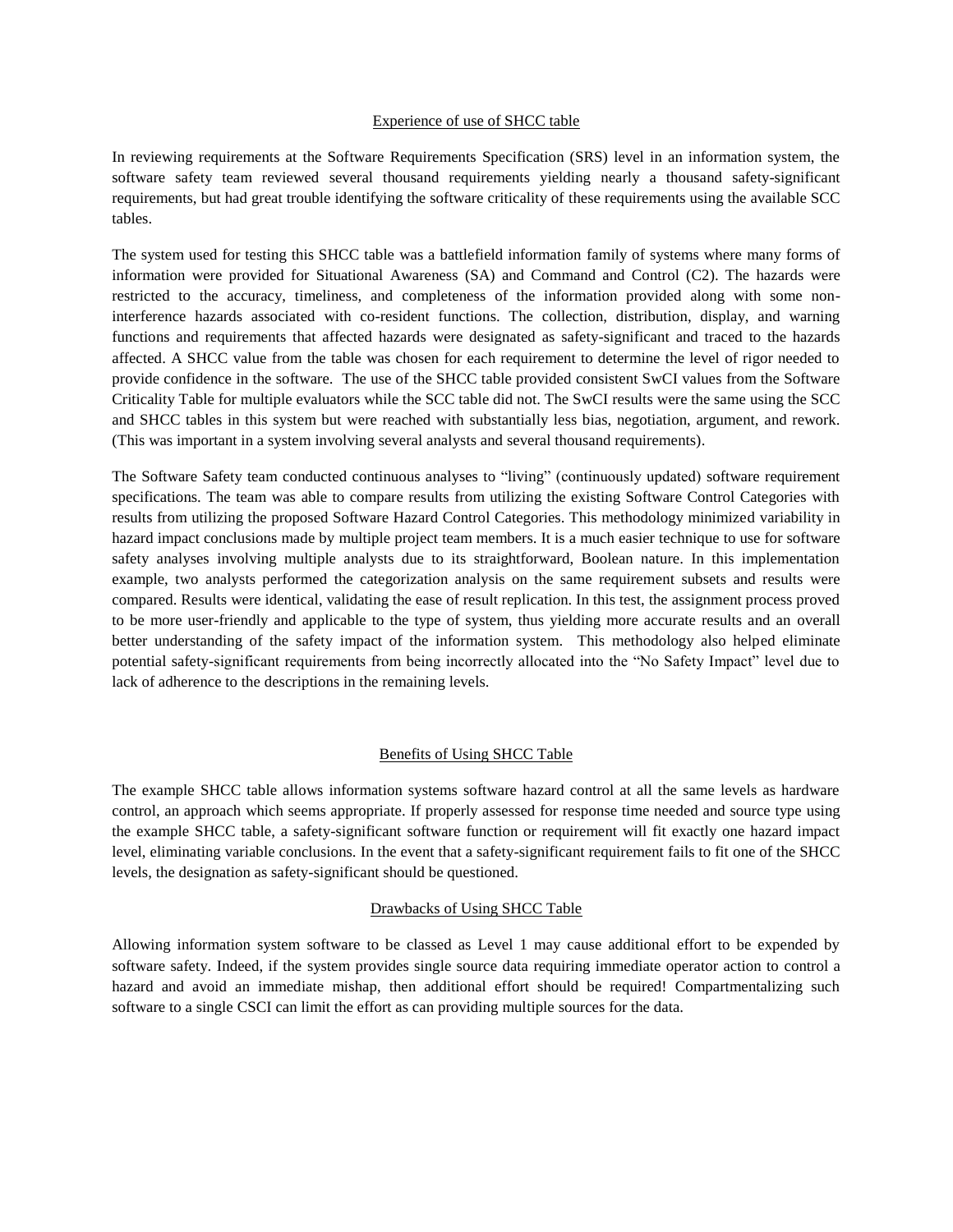## Experience of use of SHCC table

In reviewing requirements at the Software Requirements Specification (SRS) level in an information system, the software safety team reviewed several thousand requirements yielding nearly a thousand safety-significant requirements, but had great trouble identifying the software criticality of these requirements using the available SCC tables.

The system used for testing this SHCC table was a battlefield information family of systems where many forms of information were provided for Situational Awareness (SA) and Command and Control (C2). The hazards were restricted to the accuracy, timeliness, and completeness of the information provided along with some non-interference hazards associated with co-resident functions. The collection, distribution, display, and warning functions and requirements that affected hazards were designated as safety-significant and traced to the hazards affected. A SHCC value from the table was chosen for each requirement to determine the level of rigor needed to provide confidence in the software. The use of the SHCC table provided consistent SwCI values from the Software Criticality Table for multiple evaluators while the SCC table did not. The SwCI results were the same using the SCC and SHCC tables in this system but were reached with substantially less bias, negotiation, argument, and rework. (This was important in a system involving several analysts and several thousand requirements).

The Software Safety team conducted continuous analyses to "living" (continuously updated) software requirement specifications. The team was able to compare results from utilizing the existing Software Control Categories with results from utilizing the proposed Software Hazard Control Categories. This methodology minimized variability in hazard impact conclusions made by multiple project team members. It is a much easier technique to use for software safety analyses involving multiple analysts due to its straightforward, Boolean nature. In this implementation example, two analysts performed the categorization analysis on the same requirement subsets and results were compared. Results were identical, validating the ease of result replication. In this test, the assignment process proved to be more user-friendly and applicable to the type of system, thus yielding more accurate results and an overall better understanding of the safety impact of the information system. This methodology also helped eliminate potential safety-significant requirements from being incorrectly allocated into the "No Safety Impact" level due to lack of adherence to the descriptions in the remaining levels.

## Benefits of Using SHCC Table

The example SHCC table allows information systems software hazard control at all the same levels as hardware control, an approach which seems appropriate. If properly assessed for response time needed and source type using the example SHCC table, a safety-significant software function or requirement will fit exactly one hazard impact level, eliminating variable conclusions. In the event that a safety-significant requirement fails to fit one of the SHCC levels, the designation as safety-significant should be questioned.

## Drawbacks of Using SHCC Table

Allowing information system software to be classed as Level 1 may cause additional effort to be expended by software safety. Indeed, if the system provides single source data requiring immediate operator action to control a hazard and avoid an immediate mishap, then additional effort should be required! Compartmentalizing such software to a single CSCI can limit the effort as can providing multiple sources for the data.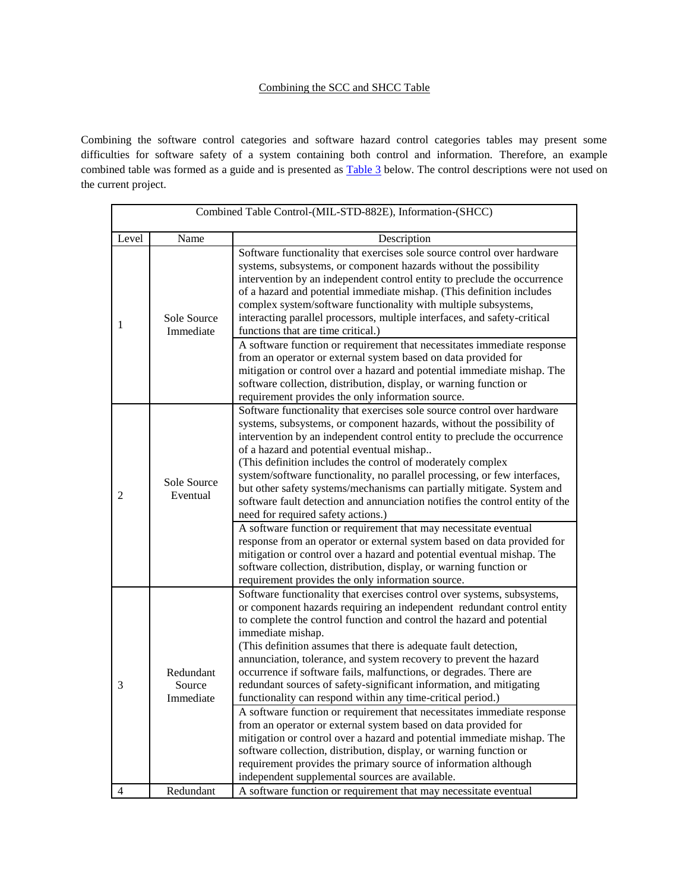Combining the SCC and SHCC Table

Combining the software control categories and software hazard control categories tables may present some difficulties for software safety of a system containing both control and information. Therefore, an example combined table was formed as a guide and is presented as Table 3 below. The control descriptions were not used on the current project.

| Combined Table Control-(MIL-STD-882E), Information-(SHCC) | | |
|---|---|---|
| Level | Name | Description |
| 1 | Sole Source Immediate | Software functionality that exercises sole source control over hardware systems, subsystems, or component hazards without the possibility intervention by an independent control entity to preclude the occurrence of a hazard and potential immediate mishap. (This definition includes complex system/software functionality with multiple subsystems, interacting parallel processors, multiple interfaces, and safety-critical functions that are time critical.) |
| | | A software function or requirement that necessitates immediate response from an operator or external system based on data provided for mitigation or control over a hazard and potential immediate mishap. The software collection, distribution, display, or warning function or requirement provides the only information source. |
| 2 | Sole Source Eventual | Software functionality that exercises sole source control over hardware systems, subsystems, or component hazards, without the possibility of intervention by an independent control entity to preclude the occurrence of a hazard and potential eventual mishap.. (This definition includes the control of moderately complex system/software functionality, no parallel processing, or few interfaces, but other safety systems/mechanisms can partially mitigate. System and software fault detection and annunciation notifies the control entity of the need for required safety actions.) |
| | | A software function or requirement that may necessitate eventual response from an operator or external system based on data provided for mitigation or control over a hazard and potential eventual mishap. The software collection, distribution, display, or warning function or requirement provides the only information source. |
| 3 | Redundant Source Immediate | Software functionality that exercises control over systems, subsystems, or component hazards requiring an independent redundant control entity to complete the control function and control the hazard and potential immediate mishap. (This definition assumes that there is adequate fault detection, annunciation, tolerance, and system recovery to prevent the hazard occurrence if software fails, malfunctions, or degrades. There are redundant sources of safety-significant information, and mitigating functionality can respond within any time-critical period.) |
| | | A software function or requirement that necessitates immediate response from an operator or external system based on data provided for mitigation or control over a hazard and potential immediate mishap. The software collection, distribution, display, or warning function or requirement provides the primary source of information although independent supplemental sources are available. |
| 4 | Redundant | A software function or requirement that may necessitate eventual |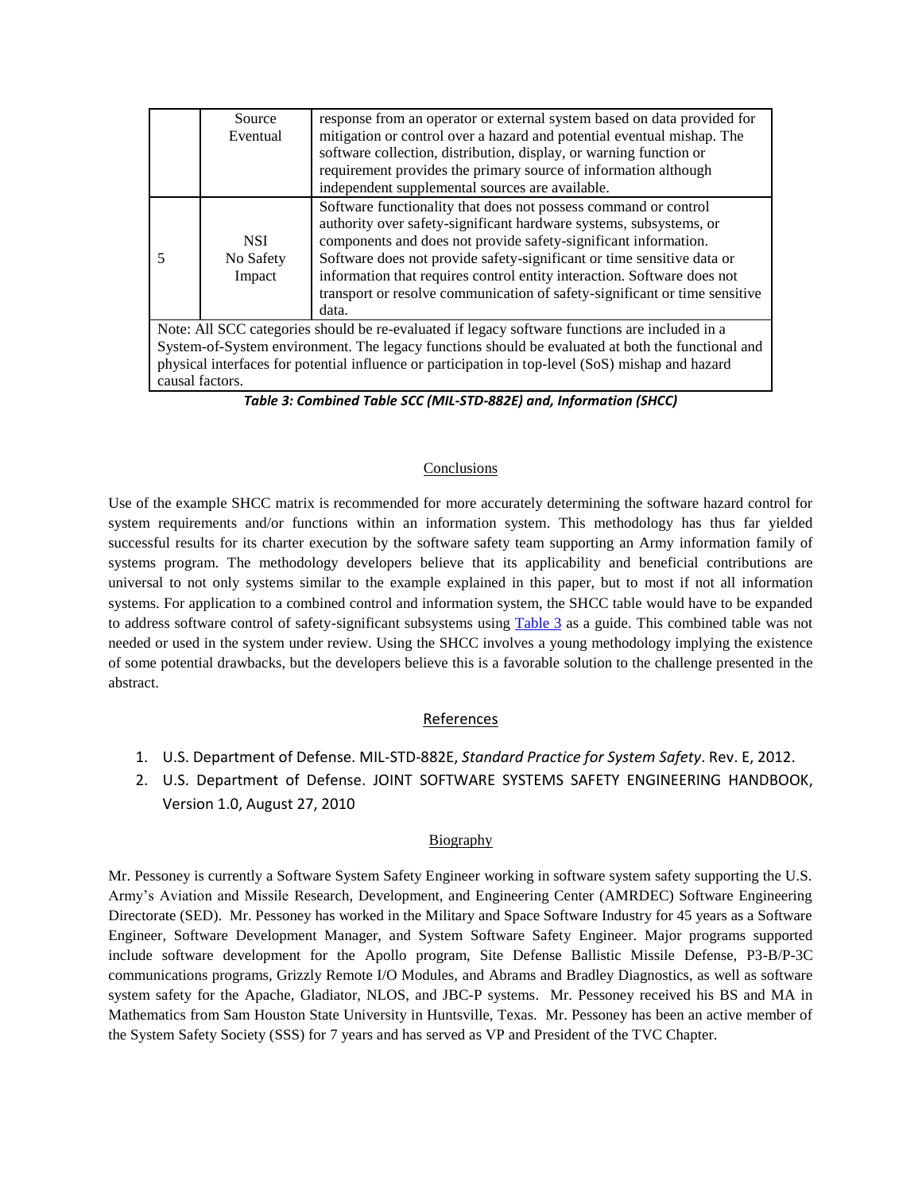| | | |
|---|---|---|
| | Source Eventual | response from an operator or external system based on data provided for mitigation or control over a hazard and potential eventual mishap. The software collection, distribution, display, or warning function or requirement provides the primary source of information although independent supplemental sources are available. |
| 5 | NSI No Safety Impact | Software functionality that does not possess command or control authority over safety-significant hardware systems, subsystems, or components and does not provide safety-significant information. Software does not provide safety-significant or time sensitive data or information that requires control entity interaction. Software does not transport or resolve communication of safety-significant or time sensitive data. |
| Note: All SCC categories should be re-evaluated if legacy software functions are included in a System-of-System environment. The legacy functions should be evaluated at both the functional and physical interfaces for potential influence or participation in top-level (SoS) mishap and hazard causal factors. | | |

***Table 3: Combined Table SCC (MIL-STD-882E) and, Information (SHCC)***

## Conclusions

Use of the example SHCC matrix is recommended for more accurately determining the software hazard control for system requirements and/or functions within an information system. This methodology has thus far yielded successful results for its charter execution by the software safety team supporting an Army information family of systems program. The methodology developers believe that its applicability and beneficial contributions are universal to not only systems similar to the example explained in this paper, but to most if not all information systems. For application to a combined control and information system, the SHCC table would have to be expanded to address software control of safety-significant subsystems using Table 3 as a guide. This combined table was not needed or used in the system under review. Using the SHCC involves a young methodology implying the existence of some potential drawbacks, but the developers believe this is a favorable solution to the challenge presented in the abstract.

## References

1. U.S. Department of Defense. MIL-STD-882E, *Standard Practice for System Safety*. Rev. E, 2012.
2. U.S. Department of Defense. JOINT SOFTWARE SYSTEMS SAFETY ENGINEERING HANDBOOK, Version 1.0, August 27, 2010

## Biography

Mr. Pessoney is currently a Software System Safety Engineer working in software system safety supporting the U.S. Army's Aviation and Missile Research, Development, and Engineering Center (AMRDEC) Software Engineering Directorate (SED). Mr. Pessoney has worked in the Military and Space Software Industry for 45 years as a Software Engineer, Software Development Manager, and System Software Safety Engineer. Major programs supported include software development for the Apollo program, Site Defense Ballistic Missile Defense, P3-B/P-3C communications programs, Grizzly Remote I/O Modules, and Abrams and Bradley Diagnostics, as well as software system safety for the Apache, Gladiator, NLOS, and JBC-P systems. Mr. Pessoney received his BS and MA in Mathematics from Sam Houston State University in Huntsville, Texas. Mr. Pessoney has been an active member of the System Safety Society (SSS) for 7 years and has served as VP and President of the TVC Chapter.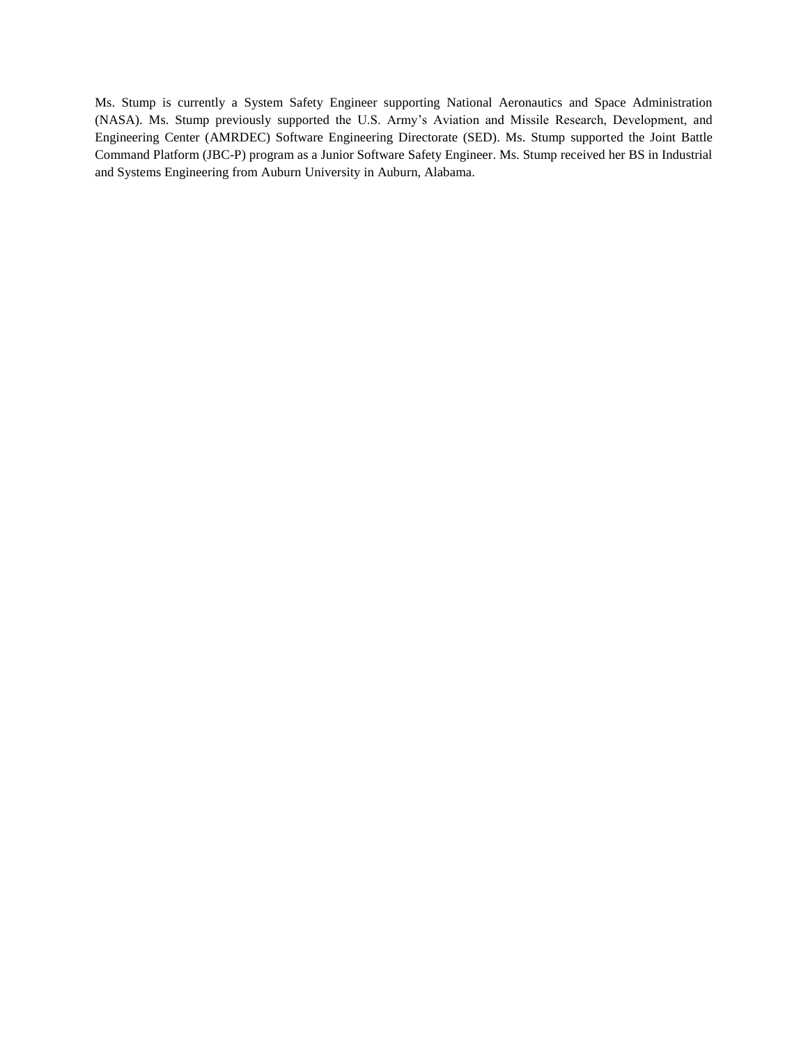Ms. Stump is currently a System Safety Engineer supporting National Aeronautics and Space Administration (NASA). Ms. Stump previously supported the U.S. Army's Aviation and Missile Research, Development, and Engineering Center (AMRDEC) Software Engineering Directorate (SED). Ms. Stump supported the Joint Battle Command Platform (JBC-P) program as a Junior Software Safety Engineer. Ms. Stump received her BS in Industrial and Systems Engineering from Auburn University in Auburn, Alabama.